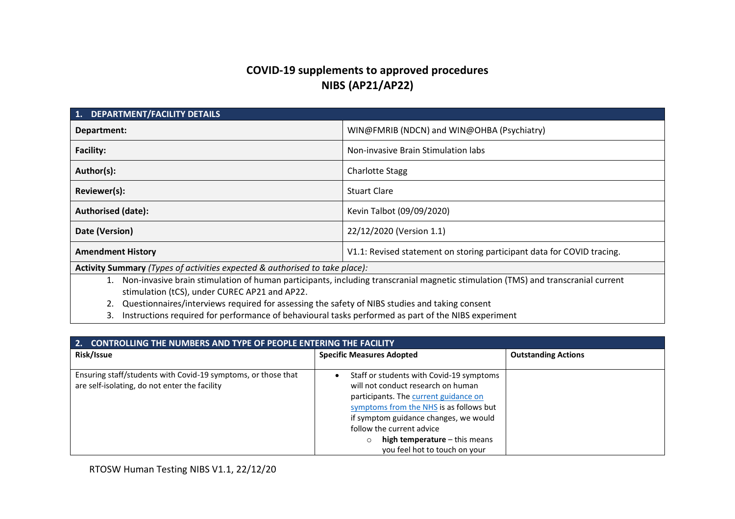# COVID-19 supplements to approved procedures
# NIBS (AP21/AP22)

| 1. DEPARTMENT/FACILITY DETAILS | |
|---|---|
| **Department:** | WIN@FMRIB (NDCN) and WIN@OHBA (Psychiatry) |
| **Facility:** | Non-invasive Brain Stimulation labs |
| **Author(s):** | Charlotte Stagg |
| **Reviewer(s):** | Stuart Clare |
| **Authorised (date):** | Kevin Talbot (09/09/2020) |
| **Date (Version)** | 22/12/2020 (Version 1.1) |
| **Amendment History** | V1.1: Revised statement on storing participant data for COVID tracing. |

**Activity Summary** *(Types of activities expected & authorised to take place):*

1. Non-invasive brain stimulation of human participants, including transcranial magnetic stimulation (TMS) and transcranial current stimulation (tCS), under CUREC AP21 and AP22.
2. Questionnaires/interviews required for assessing the safety of NIBS studies and taking consent
3. Instructions required for performance of behavioural tasks performed as part of the NIBS experiment

## 2. CONTROLLING THE NUMBERS AND TYPE OF PEOPLE ENTERING THE FACILITY

| Risk/Issue | Specific Measures Adopted | Outstanding Actions |
|---|---|---|
| Ensuring staff/students with Covid-19 symptoms, or those that are self-isolating, do not enter the facility | • Staff or students with Covid-19 symptoms will not conduct research on human participants. The current guidance on symptoms from the NHS is as follows but if symptom guidance changes, we would follow the current advice<br>○ **high temperature** – this means you feel hot to touch on your | |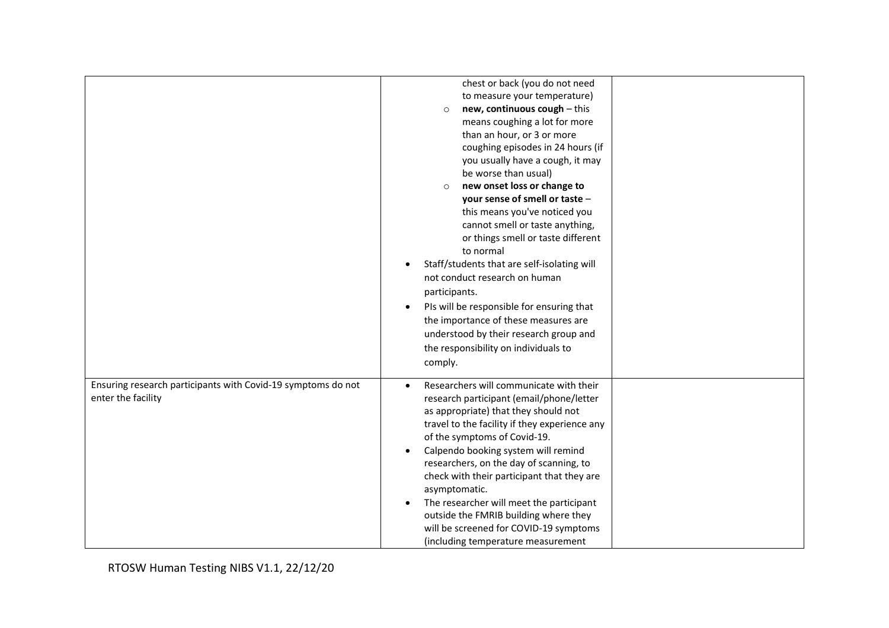|  |  |  |
| --- | --- | --- |
|  | chest or back (you do not need to measure your temperature)<br>o **new, continuous cough** – this means coughing a lot for more than an hour, or 3 or more coughing episodes in 24 hours (if you usually have a cough, it may be worse than usual)<br>o **new onset loss or change to your sense of smell or taste** – this means you've noticed you cannot smell or taste anything, or things smell or taste different to normal<br>• Staff/students that are self-isolating will not conduct research on human participants.<br>• PIs will be responsible for ensuring that the importance of these measures are understood by their research group and the responsibility on individuals to comply. |  |
| Ensuring research participants with Covid-19 symptoms do not enter the facility | • Researchers will communicate with their research participant (email/phone/letter as appropriate) that they should not travel to the facility if they experience any of the symptoms of Covid-19.<br>• Calpendo booking system will remind researchers, on the day of scanning, to check with their participant that they are asymptomatic.<br>• The researcher will meet the participant outside the FMRIB building where they will be screened for COVID-19 symptoms (including temperature measurement |  |

RTOSW Human Testing NIBS V1.1, 22/12/20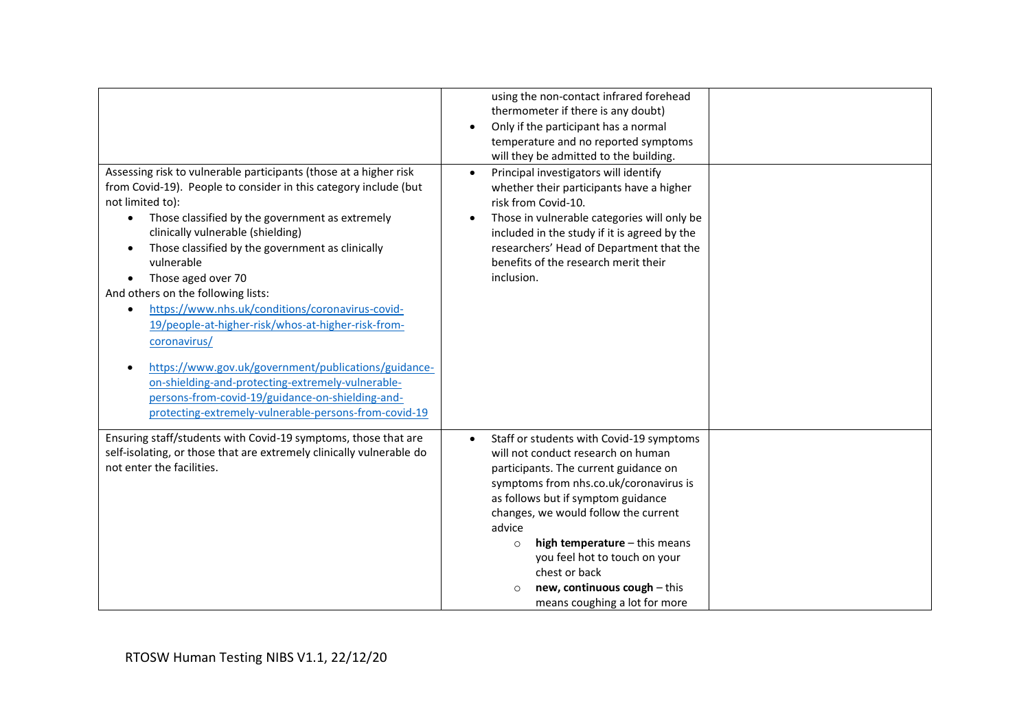| | | |
|---|---|---|
| | using the non-contact infrared forehead thermometer if there is any doubt)<br>• Only if the participant has a normal temperature and no reported symptoms will they be admitted to the building. | |
| Assessing risk to vulnerable participants (those at a higher risk from Covid-19). People to consider in this category include (but not limited to):<br>• Those classified by the government as extremely clinically vulnerable (shielding)<br>• Those classified by the government as clinically vulnerable<br>• Those aged over 70<br>And others on the following lists:<br>• https://www.nhs.uk/conditions/coronavirus-covid-19/people-at-higher-risk/whos-at-higher-risk-from-coronavirus/<br>• https://www.gov.uk/government/publications/guidance-on-shielding-and-protecting-extremely-vulnerable-persons-from-covid-19/guidance-on-shielding-and-protecting-extremely-vulnerable-persons-from-covid-19 | • Principal investigators will identify whether their participants have a higher risk from Covid-10.<br>• Those in vulnerable categories will only be included in the study if it is agreed by the researchers' Head of Department that the benefits of the research merit their inclusion. | |
| Ensuring staff/students with Covid-19 symptoms, those that are self-isolating, or those that are extremely clinically vulnerable do not enter the facilities. | • Staff or students with Covid-19 symptoms will not conduct research on human participants. The current guidance on symptoms from nhs.co.uk/coronavirus is as follows but if symptom guidance changes, we would follow the current advice<br>  ○ **high temperature** – this means you feel hot to touch on your chest or back<br>  ○ **new, continuous cough** – this means coughing a lot for more | |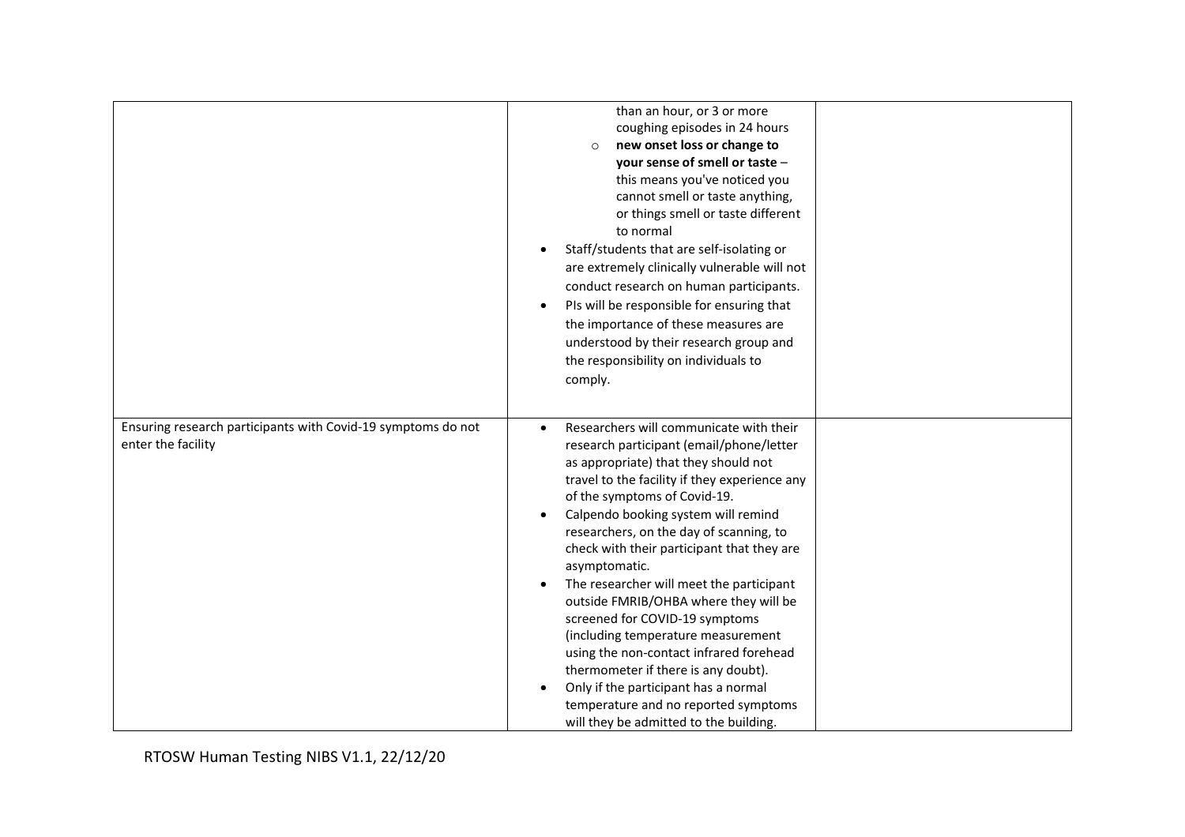| | | |
|---|---|---|
| | than an hour, or 3 or more coughing episodes in 24 hours<br>◦ **new onset loss or change to your sense of smell or taste** – this means you've noticed you cannot smell or taste anything, or things smell or taste different to normal<br>• Staff/students that are self-isolating or are extremely clinically vulnerable will not conduct research on human participants.<br>• PIs will be responsible for ensuring that the importance of these measures are understood by their research group and the responsibility on individuals to comply. | |
| Ensuring research participants with Covid-19 symptoms do not enter the facility | • Researchers will communicate with their research participant (email/phone/letter as appropriate) that they should not travel to the facility if they experience any of the symptoms of Covid-19.<br>• Calpendo booking system will remind researchers, on the day of scanning, to check with their participant that they are asymptomatic.<br>• The researcher will meet the participant outside FMRIB/OHBA where they will be screened for COVID-19 symptoms (including temperature measurement using the non-contact infrared forehead thermometer if there is any doubt).<br>• Only if the participant has a normal temperature and no reported symptoms will they be admitted to the building. | |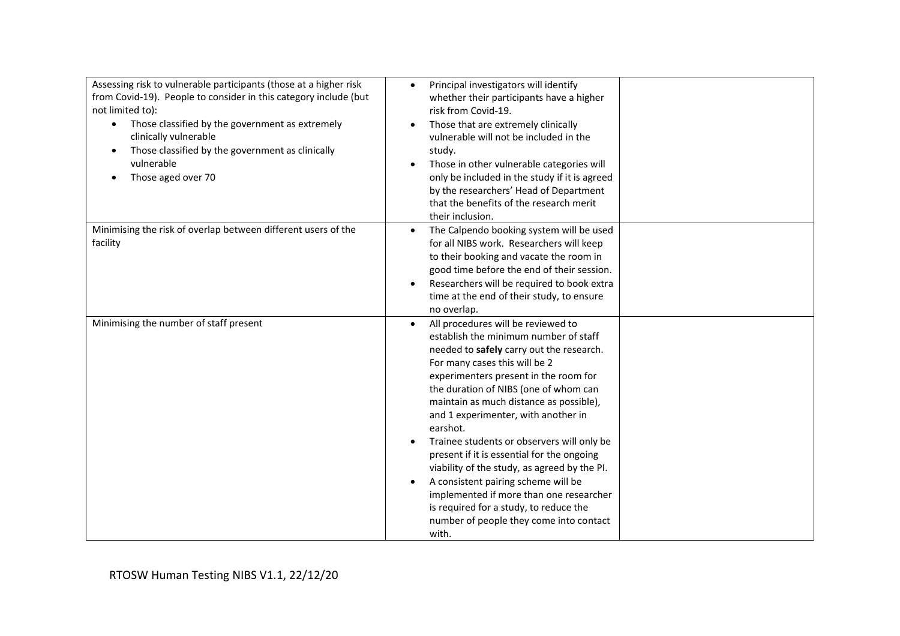| | | |
|---|---|---|
| Assessing risk to vulnerable participants (those at a higher risk from Covid-19). People to consider in this category include (but not limited to):<br>• Those classified by the government as extremely clinically vulnerable<br>• Those classified by the government as clinically vulnerable<br>• Those aged over 70 | • Principal investigators will identify whether their participants have a higher risk from Covid-19.<br>• Those that are extremely clinically vulnerable will not be included in the study.<br>• Those in other vulnerable categories will only be included in the study if it is agreed by the researchers' Head of Department that the benefits of the research merit their inclusion. | |
| Minimising the risk of overlap between different users of the facility | • The Calpendo booking system will be used for all NIBS work. Researchers will keep to their booking and vacate the room in good time before the end of their session.<br>• Researchers will be required to book extra time at the end of their study, to ensure no overlap. | |
| Minimising the number of staff present | • All procedures will be reviewed to establish the minimum number of staff needed to **safely** carry out the research. For many cases this will be 2 experimenters present in the room for the duration of NIBS (one of whom can maintain as much distance as possible), and 1 experimenter, with another in earshot.<br>• Trainee students or observers will only be present if it is essential for the ongoing viability of the study, as agreed by the PI.<br>• A consistent pairing scheme will be implemented if more than one researcher is required for a study, to reduce the number of people they come into contact with. | |

RTOSW Human Testing NIBS V1.1, 22/12/20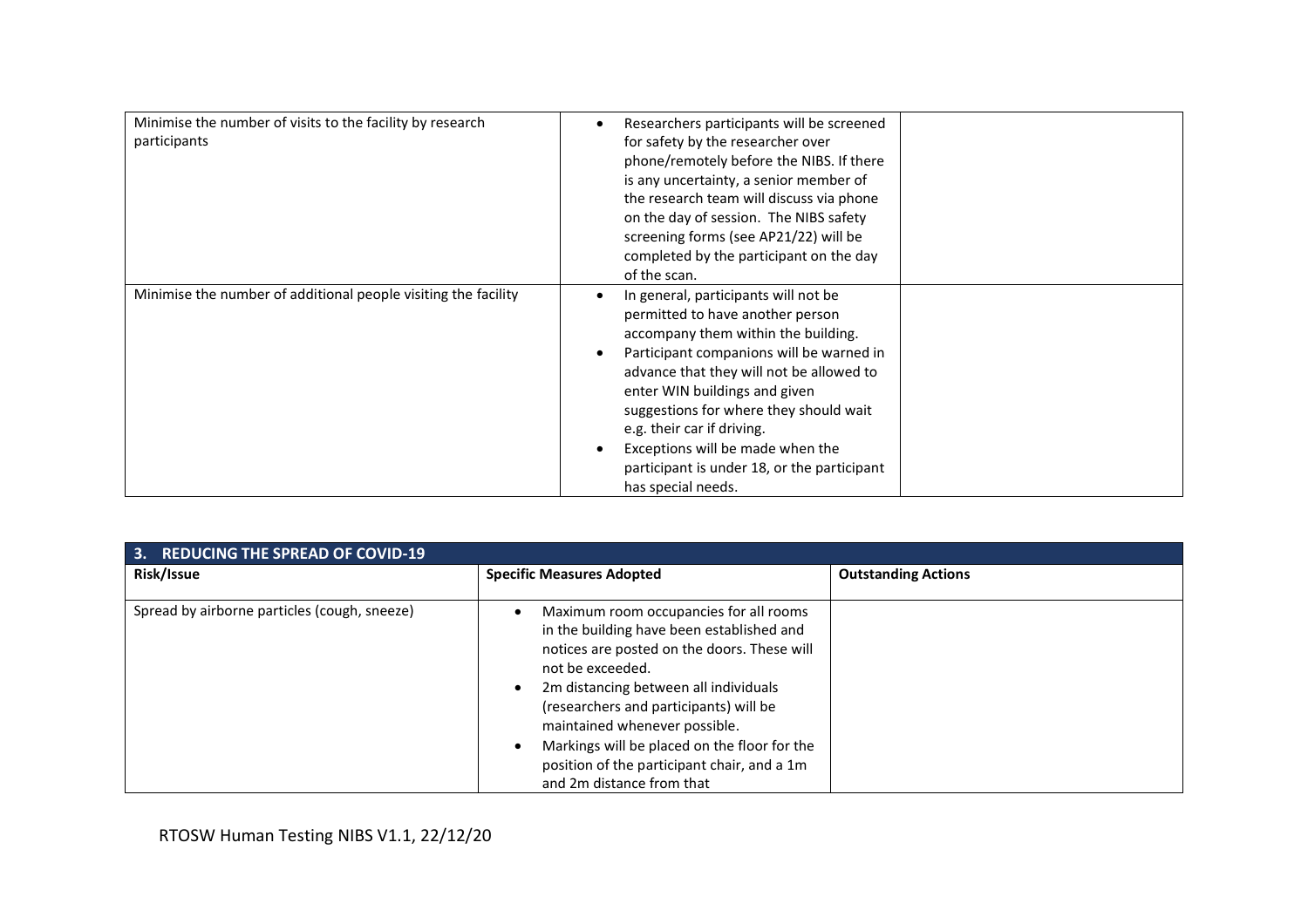| | | |
|---|---|---|
| Minimise the number of visits to the facility by research participants | • Researchers participants will be screened for safety by the researcher over phone/remotely before the NIBS. If there is any uncertainty, a senior member of the research team will discuss via phone on the day of session. The NIBS safety screening forms (see AP21/22) will be completed by the participant on the day of the scan. | |
| Minimise the number of additional people visiting the facility | • In general, participants will not be permitted to have another person accompany them within the building.<br>• Participant companions will be warned in advance that they will not be allowed to enter WIN buildings and given suggestions for where they should wait e.g. their car if driving.<br>• Exceptions will be made when the participant is under 18, or the participant has special needs. | |

| 3. REDUCING THE SPREAD OF COVID-19 | | |
|---|---|---|
| **Risk/Issue** | **Specific Measures Adopted** | **Outstanding Actions** |
| Spread by airborne particles (cough, sneeze) | • Maximum room occupancies for all rooms in the building have been established and notices are posted on the doors. These will not be exceeded.<br>• 2m distancing between all individuals (researchers and participants) will be maintained whenever possible.<br>• Markings will be placed on the floor for the position of the participant chair, and a 1m and 2m distance from that | |

RTOSW Human Testing NIBS V1.1, 22/12/20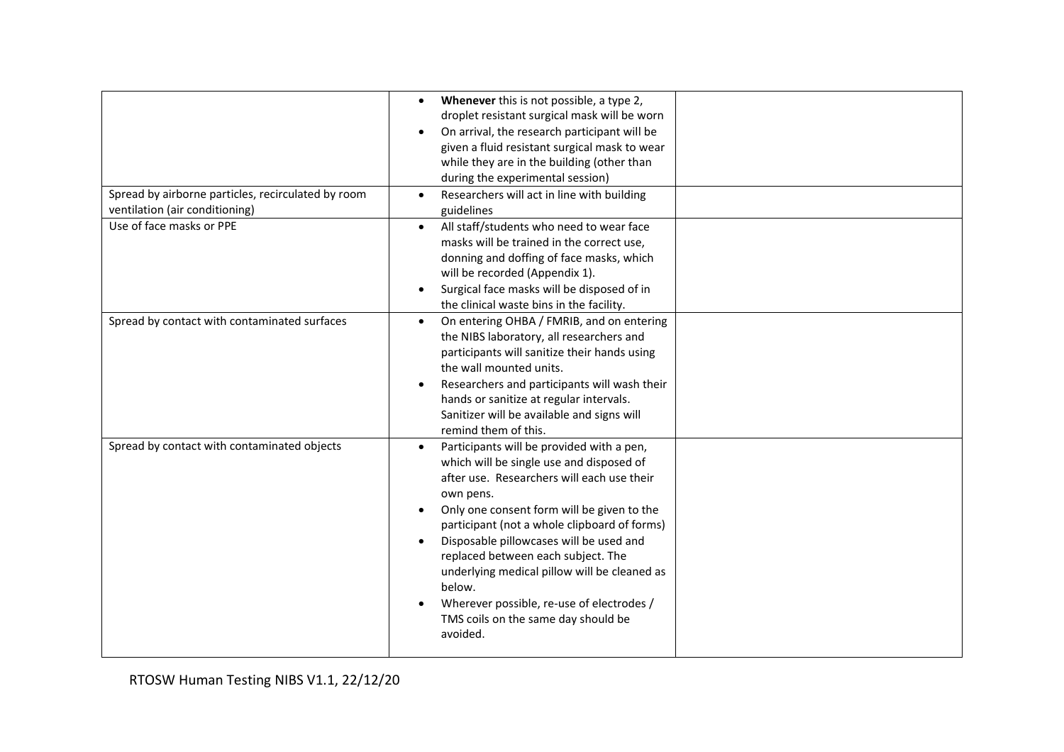| | | |
|---|---|---|
| | • **Whenever** this is not possible, a type 2, droplet resistant surgical mask will be worn<br>• On arrival, the research participant will be given a fluid resistant surgical mask to wear while they are in the building (other than during the experimental session) | |
| Spread by airborne particles, recirculated by room ventilation (air conditioning) | • Researchers will act in line with building guidelines | |
| Use of face masks or PPE | • All staff/students who need to wear face masks will be trained in the correct use, donning and doffing of face masks, which will be recorded (Appendix 1).<br>• Surgical face masks will be disposed of in the clinical waste bins in the facility. | |
| Spread by contact with contaminated surfaces | • On entering OHBA / FMRIB, and on entering the NIBS laboratory, all researchers and participants will sanitize their hands using the wall mounted units.<br>• Researchers and participants will wash their hands or sanitize at regular intervals. Sanitizer will be available and signs will remind them of this. | |
| Spread by contact with contaminated objects | • Participants will be provided with a pen, which will be single use and disposed of after use. Researchers will each use their own pens.<br>• Only one consent form will be given to the participant (not a whole clipboard of forms)<br>• Disposable pillowcases will be used and replaced between each subject. The underlying medical pillow will be cleaned as below.<br>• Wherever possible, re-use of electrodes / TMS coils on the same day should be avoided. | |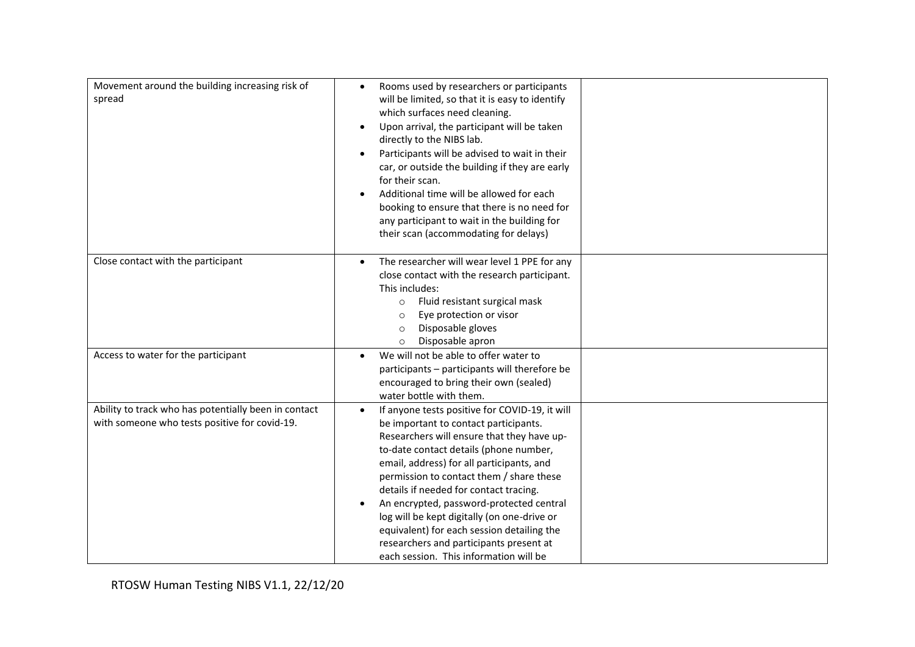| | | |
|---|---|---|
| Movement around the building increasing risk of spread | • Rooms used by researchers or participants will be limited, so that it is easy to identify which surfaces need cleaning.<br>• Upon arrival, the participant will be taken directly to the NIBS lab.<br>• Participants will be advised to wait in their car, or outside the building if they are early for their scan.<br>• Additional time will be allowed for each booking to ensure that there is no need for any participant to wait in the building for their scan (accommodating for delays) | |
| Close contact with the participant | • The researcher will wear level 1 PPE for any close contact with the research participant. This includes:<br>  ○ Fluid resistant surgical mask<br>  ○ Eye protection or visor<br>  ○ Disposable gloves<br>  ○ Disposable apron | |
| Access to water for the participant | • We will not be able to offer water to participants – participants will therefore be encouraged to bring their own (sealed) water bottle with them. | |
| Ability to track who has potentially been in contact with someone who tests positive for covid-19. | • If anyone tests positive for COVID-19, it will be important to contact participants. Researchers will ensure that they have up-to-date contact details (phone number, email, address) for all participants, and permission to contact them / share these details if needed for contact tracing.<br>• An encrypted, password-protected central log will be kept digitally (on one-drive or equivalent) for each session detailing the researchers and participants present at each session. This information will be | |

RTOSW Human Testing NIBS V1.1, 22/12/20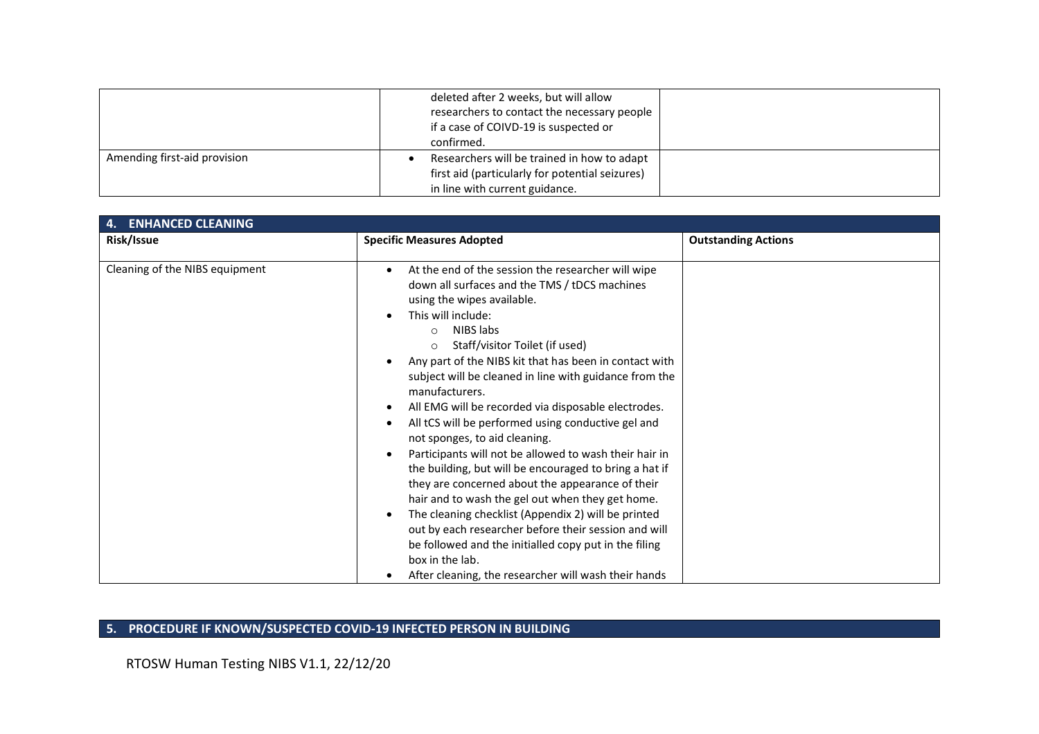| | | |
|---|---|---|
| | deleted after 2 weeks, but will allow researchers to contact the necessary people if a case of COIVD-19 is suspected or confirmed. | |
| Amending first-aid provision | • Researchers will be trained in how to adapt first aid (particularly for potential seizures) in line with current guidance. | |

## 4. ENHANCED CLEANING

| Risk/Issue | Specific Measures Adopted | Outstanding Actions |
|---|---|---|
| Cleaning of the NIBS equipment | • At the end of the session the researcher will wipe down all surfaces and the TMS / tDCS machines using the wipes available.<br>• This will include:<br>&nbsp;&nbsp;&nbsp;&nbsp;○ NIBS labs<br>&nbsp;&nbsp;&nbsp;&nbsp;○ Staff/visitor Toilet (if used)<br>• Any part of the NIBS kit that has been in contact with subject will be cleaned in line with guidance from the manufacturers.<br>• All EMG will be recorded via disposable electrodes.<br>• All tCS will be performed using conductive gel and not sponges, to aid cleaning.<br>• Participants will not be allowed to wash their hair in the building, but will be encouraged to bring a hat if they are concerned about the appearance of their hair and to wash the gel out when they get home.<br>• The cleaning checklist (Appendix 2) will be printed out by each researcher before their session and will be followed and the initialled copy put in the filing box in the lab.<br>• After cleaning, the researcher will wash their hands | |

## 5. PROCEDURE IF KNOWN/SUSPECTED COVID-19 INFECTED PERSON IN BUILDING

RTOSW Human Testing NIBS V1.1, 22/12/20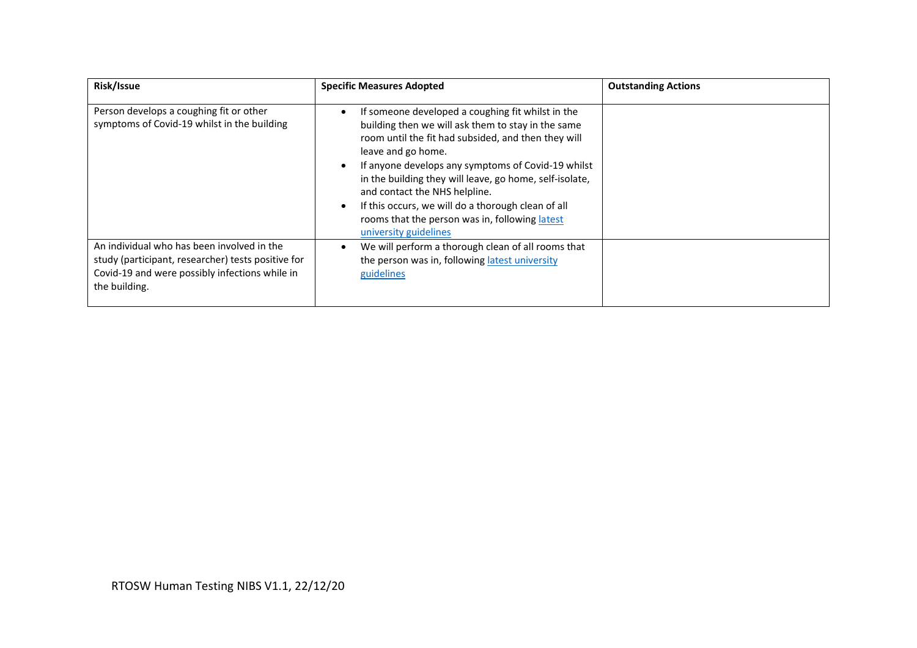| Risk/Issue | Specific Measures Adopted | Outstanding Actions |
|---|---|---|
| Person develops a coughing fit or other symptoms of Covid-19 whilst in the building | • If someone developed a coughing fit whilst in the building then we will ask them to stay in the same room until the fit had subsided, and then they will leave and go home.<br>• If anyone develops any symptoms of Covid-19 whilst in the building they will leave, go home, self-isolate, and contact the NHS helpline.<br>• If this occurs, we will do a thorough clean of all rooms that the person was in, following latest university guidelines | |
| An individual who has been involved in the study (participant, researcher) tests positive for Covid-19 and were possibly infections while in the building. | • We will perform a thorough clean of all rooms that the person was in, following latest university guidelines | |

RTOSW Human Testing NIBS V1.1, 22/12/20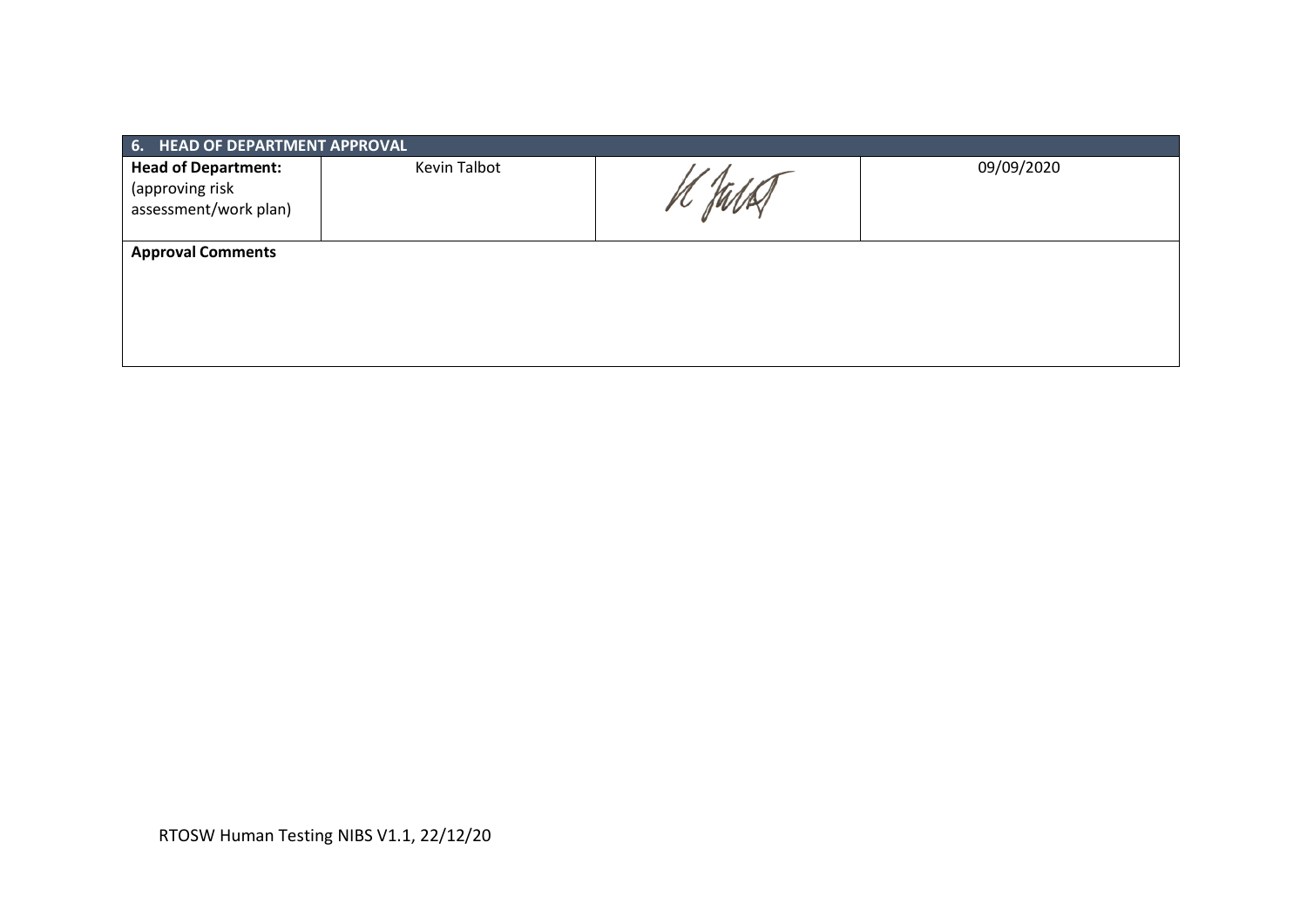| 6. HEAD OF DEPARTMENT APPROVAL | | | |
|---|---|---|---|
| **Head of Department:** (approving risk assessment/work plan) | Kevin Talbot | K Talbot | 09/09/2020 |
| **Approval Comments** | | | |

RTOSW Human Testing NIBS V1.1, 22/12/20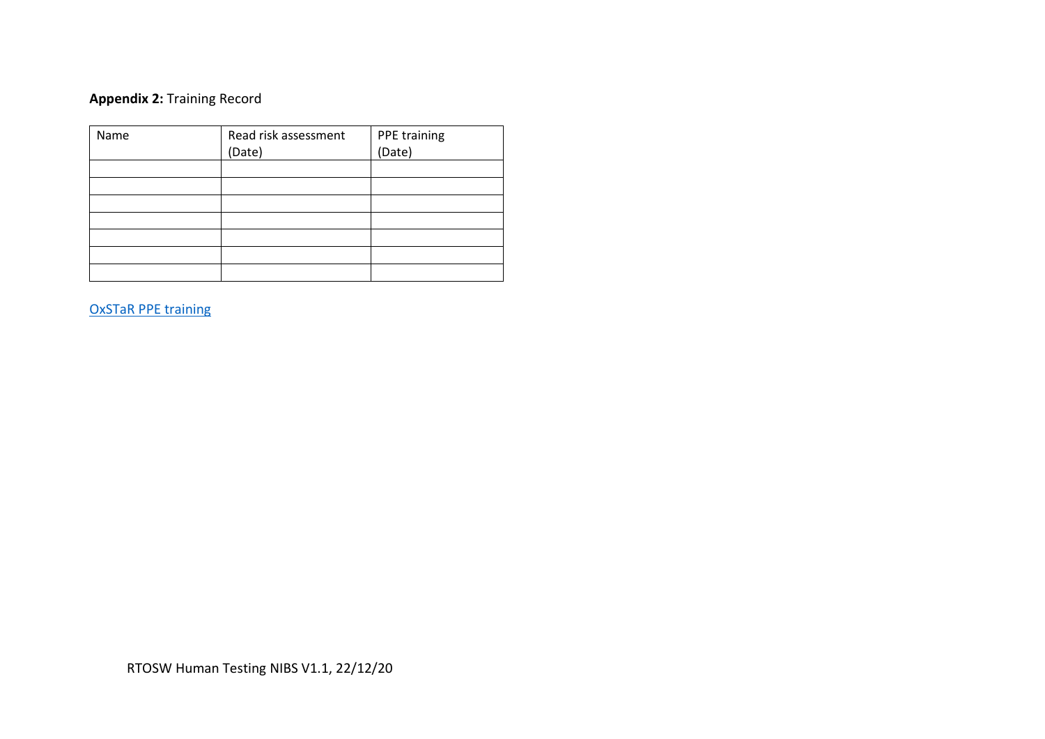**Appendix 2:** Training Record

| Name | Read risk assessment (Date) | PPE training (Date) |
|---|---|---|
| | | |
| | | |
| | | |
| | | |
| | | |
| | | |
| | | |

OxSTaR PPE training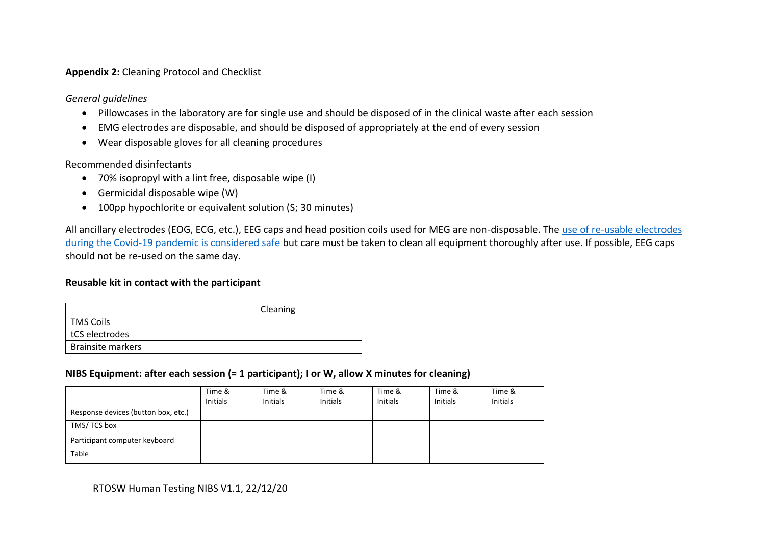**Appendix 2:** Cleaning Protocol and Checklist

*General guidelines*

- Pillowcases in the laboratory are for single use and should be disposed of in the clinical waste after each session
- EMG electrodes are disposable, and should be disposed of appropriately at the end of every session
- Wear disposable gloves for all cleaning procedures

Recommended disinfectants

- 70% isopropyl with a lint free, disposable wipe (I)
- Germicidal disposable wipe (W)
- 100pp hypochlorite or equivalent solution (S; 30 minutes)

All ancillary electrodes (EOG, ECG, etc.), EEG caps and head position coils used for MEG are non-disposable. The use of re-usable electrodes during the Covid-19 pandemic is considered safe but care must be taken to clean all equipment thoroughly after use. If possible, EEG caps should not be re-used on the same day.

**Reusable kit in contact with the participant**

| | Cleaning |
|---|---|
| TMS Coils | |
| tCS electrodes | |
| Brainsite markers | |

**NIBS Equipment: after each session (= 1 participant); I or W, allow X minutes for cleaning)**

| | Time & Initials | Time & Initials | Time & Initials | Time & Initials | Time & Initials | Time & Initials |
|---|---|---|---|---|---|---|
| Response devices (button box, etc.) | | | | | | |
| TMS/ TCS box | | | | | | |
| Participant computer keyboard | | | | | | |
| Table | | | | | | |

RTOSW Human Testing NIBS V1.1, 22/12/20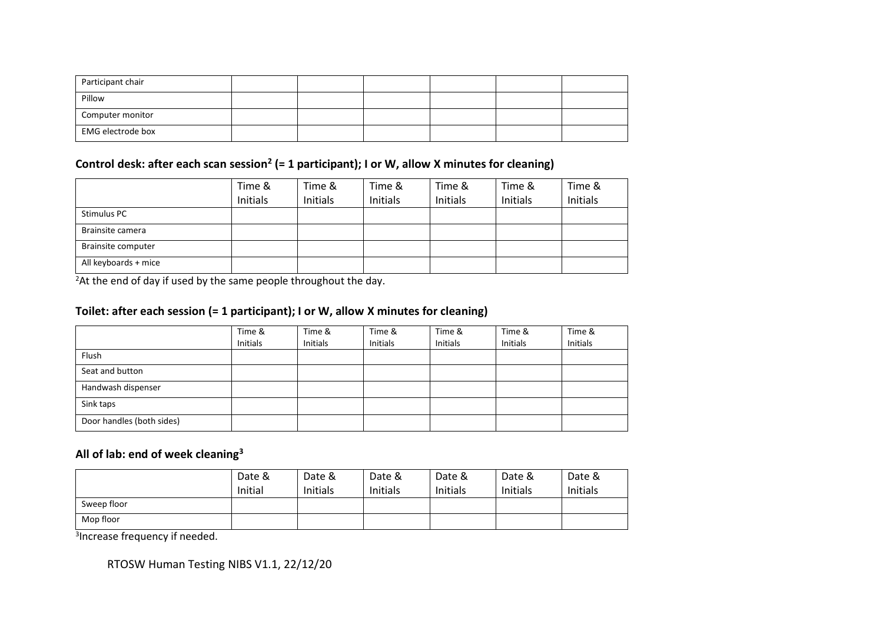| | | | | | | |
|---|---|---|---|---|---|---|
| Participant chair | | | | | | |
| Pillow | | | | | | |
| Computer monitor | | | | | | |
| EMG electrode box | | | | | | |

### Control desk: after each scan session[2] (= 1 participant); I or W, allow X minutes for cleaning)

| | Time & Initials | Time & Initials | Time & Initials | Time & Initials | Time & Initials | Time & Initials |
|---|---|---|---|---|---|---|
| Stimulus PC | | | | | | |
| Brainsite camera | | | | | | |
| Brainsite computer | | | | | | |
| All keyboards + mice | | | | | | |

[2]At the end of day if used by the same people throughout the day.

### Toilet: after each session (= 1 participant); I or W, allow X minutes for cleaning)

| | Time & Initials | Time & Initials | Time & Initials | Time & Initials | Time & Initials | Time & Initials |
|---|---|---|---|---|---|---|
| Flush | | | | | | |
| Seat and button | | | | | | |
| Handwash dispenser | | | | | | |
| Sink taps | | | | | | |
| Door handles (both sides) | | | | | | |

### All of lab: end of week cleaning[3]

| | Date & Initial | Date & Initials | Date & Initials | Date & Initials | Date & Initials | Date & Initials |
|---|---|---|---|---|---|---|
| Sweep floor | | | | | | |
| Mop floor | | | | | | |

[3]Increase frequency if needed.